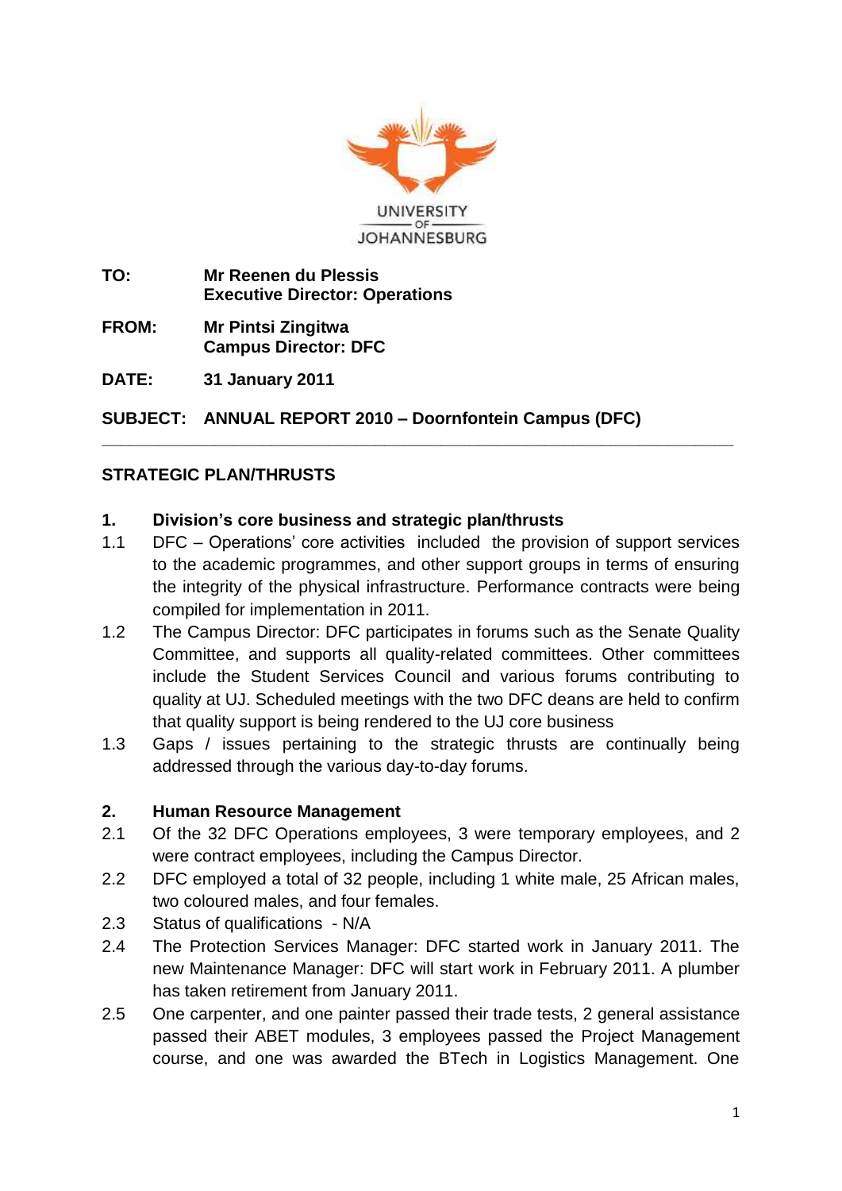UNIVERSITY OF JOHANNESBURG

**TO:** **Mr Reenen du Plessis**
**Executive Director: Operations**

**FROM:** **Mr Pintsi Zingitwa**
**Campus Director: DFC**

**DATE:** **31 January 2011**

**SUBJECT: ANNUAL REPORT 2010 – Doornfontein Campus (DFC)**

---

## STRATEGIC PLAN/THRUSTS

### 1. Division's core business and strategic plan/thrusts

1.1 DFC – Operations' core activities included the provision of support services to the academic programmes, and other support groups in terms of ensuring the integrity of the physical infrastructure. Performance contracts were being compiled for implementation in 2011.

1.2 The Campus Director: DFC participates in forums such as the Senate Quality Committee, and supports all quality-related committees. Other committees include the Student Services Council and various forums contributing to quality at UJ. Scheduled meetings with the two DFC deans are held to confirm that quality support is being rendered to the UJ core business

1.3 Gaps / issues pertaining to the strategic thrusts are continually being addressed through the various day-to-day forums.

### 2. Human Resource Management

2.1 Of the 32 DFC Operations employees, 3 were temporary employees, and 2 were contract employees, including the Campus Director.

2.2 DFC employed a total of 32 people, including 1 white male, 25 African males, two coloured males, and four females.

2.3 Status of qualifications - N/A

2.4 The Protection Services Manager: DFC started work in January 2011. The new Maintenance Manager: DFC will start work in February 2011. A plumber has taken retirement from January 2011.

2.5 One carpenter, and one painter passed their trade tests, 2 general assistance passed their ABET modules, 3 employees passed the Project Management course, and one was awarded the BTech in Logistics Management. One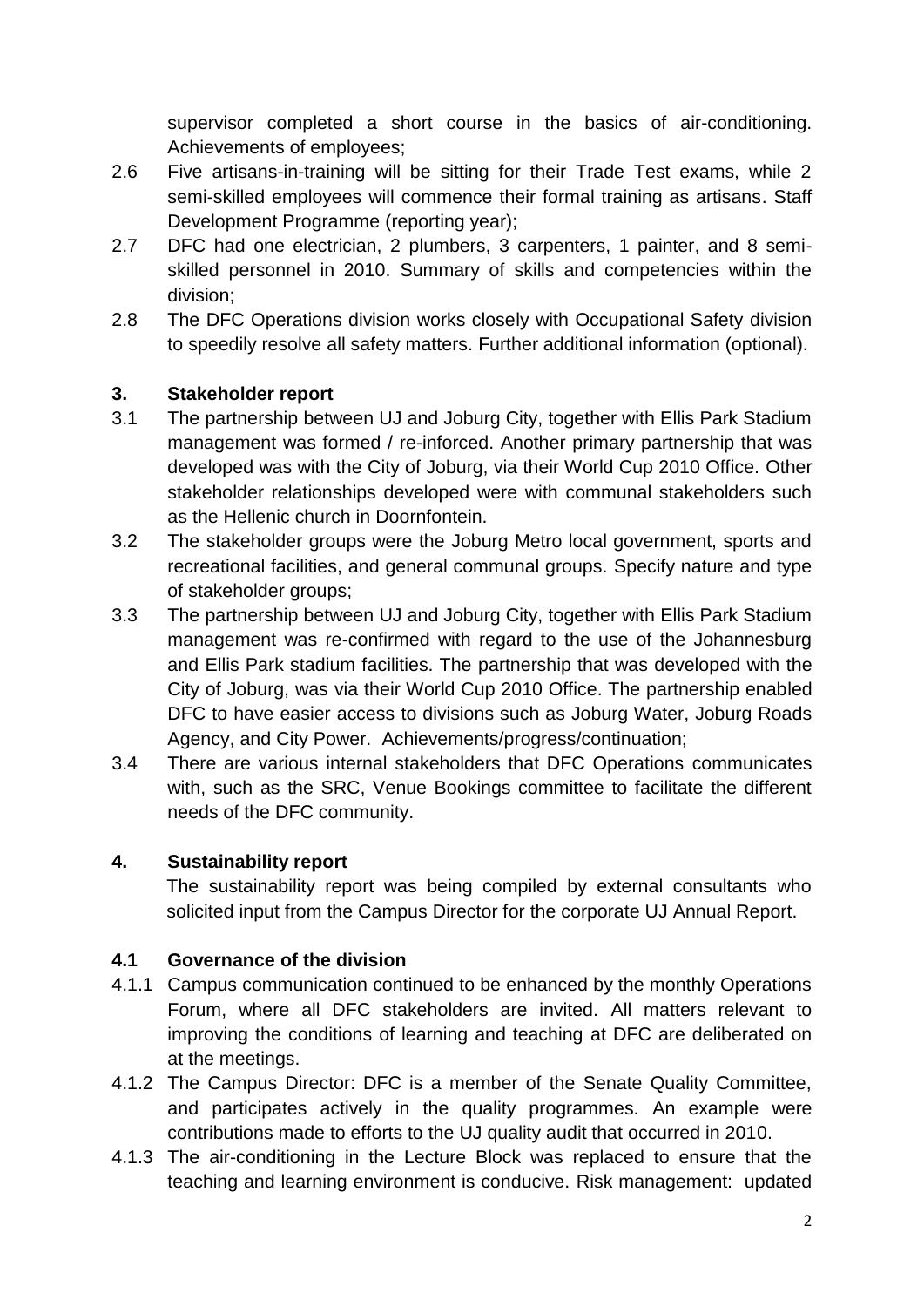supervisor completed a short course in the basics of air-conditioning. Achievements of employees;

2.6 Five artisans-in-training will be sitting for their Trade Test exams, while 2 semi-skilled employees will commence their formal training as artisans. Staff Development Programme (reporting year);

2.7 DFC had one electrician, 2 plumbers, 3 carpenters, 1 painter, and 8 semi-skilled personnel in 2010. Summary of skills and competencies within the division;

2.8 The DFC Operations division works closely with Occupational Safety division to speedily resolve all safety matters. Further additional information (optional).

## 3. Stakeholder report

3.1 The partnership between UJ and Joburg City, together with Ellis Park Stadium management was formed / re-inforced. Another primary partnership that was developed was with the City of Joburg, via their World Cup 2010 Office. Other stakeholder relationships developed were with communal stakeholders such as the Hellenic church in Doornfontein.

3.2 The stakeholder groups were the Joburg Metro local government, sports and recreational facilities, and general communal groups. Specify nature and type of stakeholder groups;

3.3 The partnership between UJ and Joburg City, together with Ellis Park Stadium management was re-confirmed with regard to the use of the Johannesburg and Ellis Park stadium facilities. The partnership that was developed with the City of Joburg, was via their World Cup 2010 Office. The partnership enabled DFC to have easier access to divisions such as Joburg Water, Joburg Roads Agency, and City Power. Achievements/progress/continuation;

3.4 There are various internal stakeholders that DFC Operations communicates with, such as the SRC, Venue Bookings committee to facilitate the different needs of the DFC community.

## 4. Sustainability report

The sustainability report was being compiled by external consultants who solicited input from the Campus Director for the corporate UJ Annual Report.

### 4.1 Governance of the division

4.1.1 Campus communication continued to be enhanced by the monthly Operations Forum, where all DFC stakeholders are invited. All matters relevant to improving the conditions of learning and teaching at DFC are deliberated on at the meetings.

4.1.2 The Campus Director: DFC is a member of the Senate Quality Committee, and participates actively in the quality programmes. An example were contributions made to efforts to the UJ quality audit that occurred in 2010.

4.1.3 The air-conditioning in the Lecture Block was replaced to ensure that the teaching and learning environment is conducive. Risk management: updated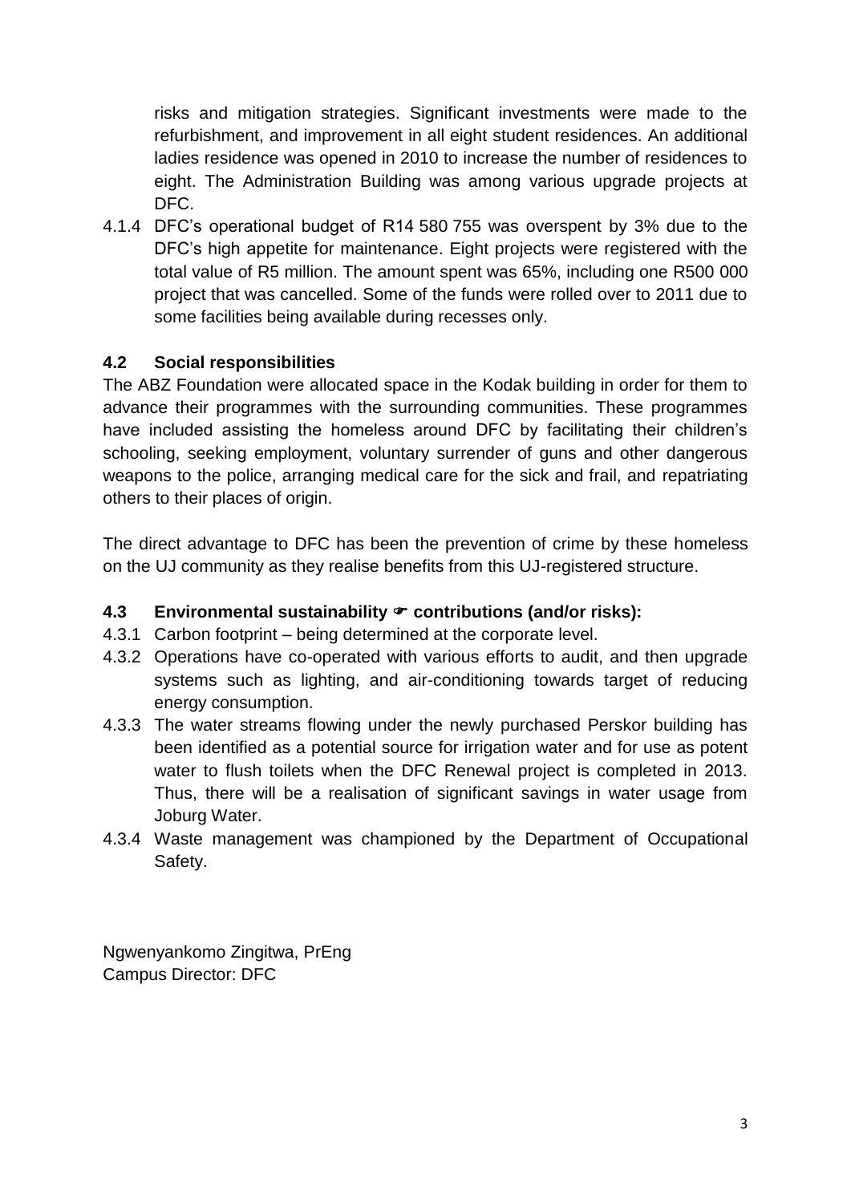risks and mitigation strategies. Significant investments were made to the refurbishment, and improvement in all eight student residences. An additional ladies residence was opened in 2010 to increase the number of residences to eight. The Administration Building was among various upgrade projects at DFC.

4.1.4 DFC's operational budget of R14 580 755 was overspent by 3% due to the DFC's high appetite for maintenance. Eight projects were registered with the total value of R5 million. The amount spent was 65%, including one R500 000 project that was cancelled. Some of the funds were rolled over to 2011 due to some facilities being available during recesses only.

## 4.2 Social responsibilities

The ABZ Foundation were allocated space in the Kodak building in order for them to advance their programmes with the surrounding communities. These programmes have included assisting the homeless around DFC by facilitating their children's schooling, seeking employment, voluntary surrender of guns and other dangerous weapons to the police, arranging medical care for the sick and frail, and repatriating others to their places of origin.

The direct advantage to DFC has been the prevention of crime by these homeless on the UJ community as they realise benefits from this UJ-registered structure.

## 4.3 Environmental sustainability ☛ contributions (and/or risks):

4.3.1 Carbon footprint – being determined at the corporate level.

4.3.2 Operations have co-operated with various efforts to audit, and then upgrade systems such as lighting, and air-conditioning towards target of reducing energy consumption.

4.3.3 The water streams flowing under the newly purchased Perskor building has been identified as a potential source for irrigation water and for use as potent water to flush toilets when the DFC Renewal project is completed in 2013. Thus, there will be a realisation of significant savings in water usage from Joburg Water.

4.3.4 Waste management was championed by the Department of Occupational Safety.

Ngwenyankomo Zingitwa, PrEng
Campus Director: DFC